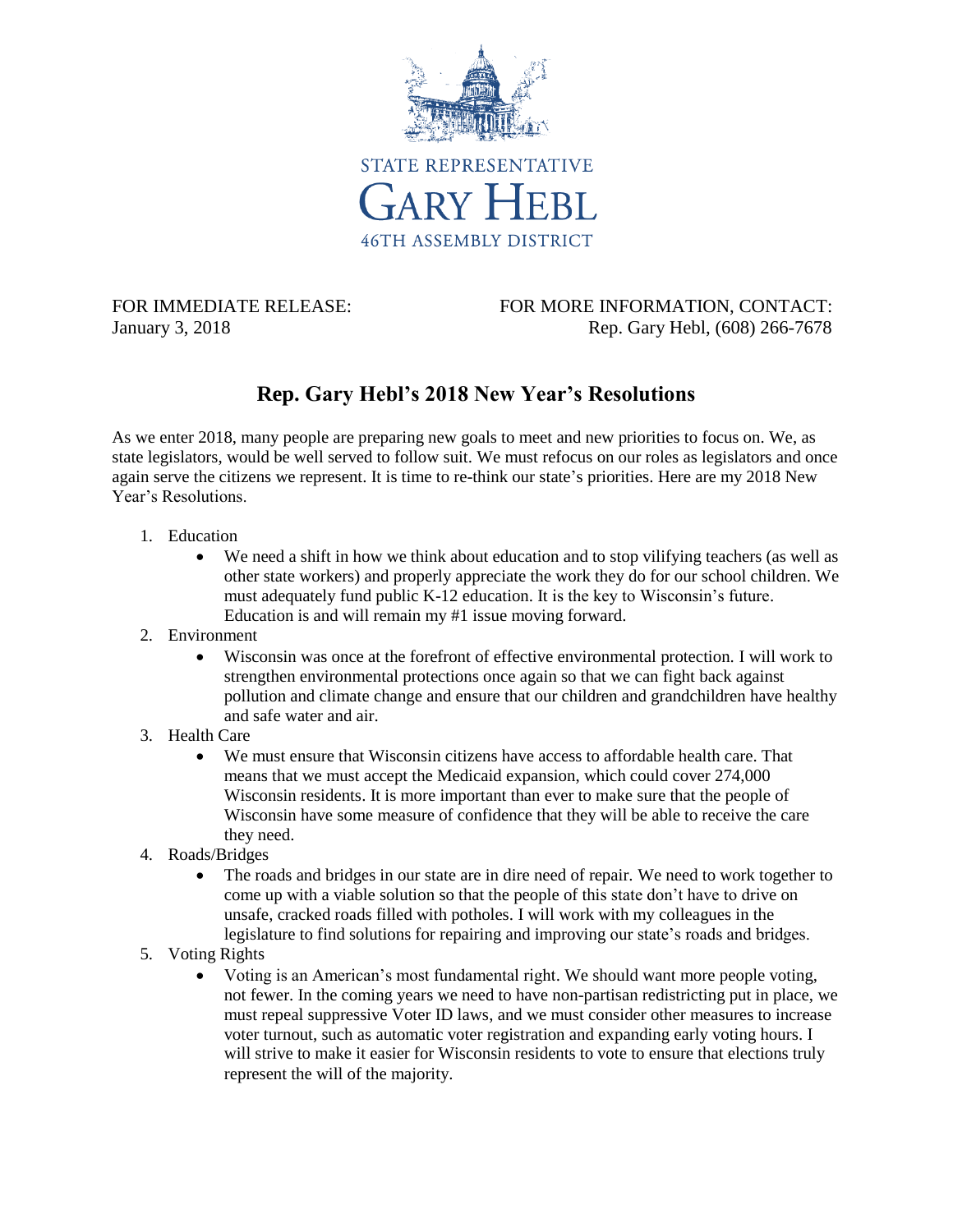STATE REPRESENTATIVE
GARY HEBL
46TH ASSEMBLY DISTRICT

FOR IMMEDIATE RELEASE:
January 3, 2018

FOR MORE INFORMATION, CONTACT:
Rep. Gary Hebl, (608) 266-7678

# Rep. Gary Hebl's 2018 New Year's Resolutions

As we enter 2018, many people are preparing new goals to meet and new priorities to focus on. We, as state legislators, would be well served to follow suit. We must refocus on our roles as legislators and once again serve the citizens we represent. It is time to re-think our state's priorities. Here are my 2018 New Year's Resolutions.

1. Education
   - We need a shift in how we think about education and to stop vilifying teachers (as well as other state workers) and properly appreciate the work they do for our school children. We must adequately fund public K-12 education. It is the key to Wisconsin's future. Education is and will remain my #1 issue moving forward.
2. Environment
   - Wisconsin was once at the forefront of effective environmental protection. I will work to strengthen environmental protections once again so that we can fight back against pollution and climate change and ensure that our children and grandchildren have healthy and safe water and air.
3. Health Care
   - We must ensure that Wisconsin citizens have access to affordable health care. That means that we must accept the Medicaid expansion, which could cover 274,000 Wisconsin residents. It is more important than ever to make sure that the people of Wisconsin have some measure of confidence that they will be able to receive the care they need.
4. Roads/Bridges
   - The roads and bridges in our state are in dire need of repair. We need to work together to come up with a viable solution so that the people of this state don't have to drive on unsafe, cracked roads filled with potholes. I will work with my colleagues in the legislature to find solutions for repairing and improving our state's roads and bridges.
5. Voting Rights
   - Voting is an American's most fundamental right. We should want more people voting, not fewer. In the coming years we need to have non-partisan redistricting put in place, we must repeal suppressive Voter ID laws, and we must consider other measures to increase voter turnout, such as automatic voter registration and expanding early voting hours. I will strive to make it easier for Wisconsin residents to vote to ensure that elections truly represent the will of the majority.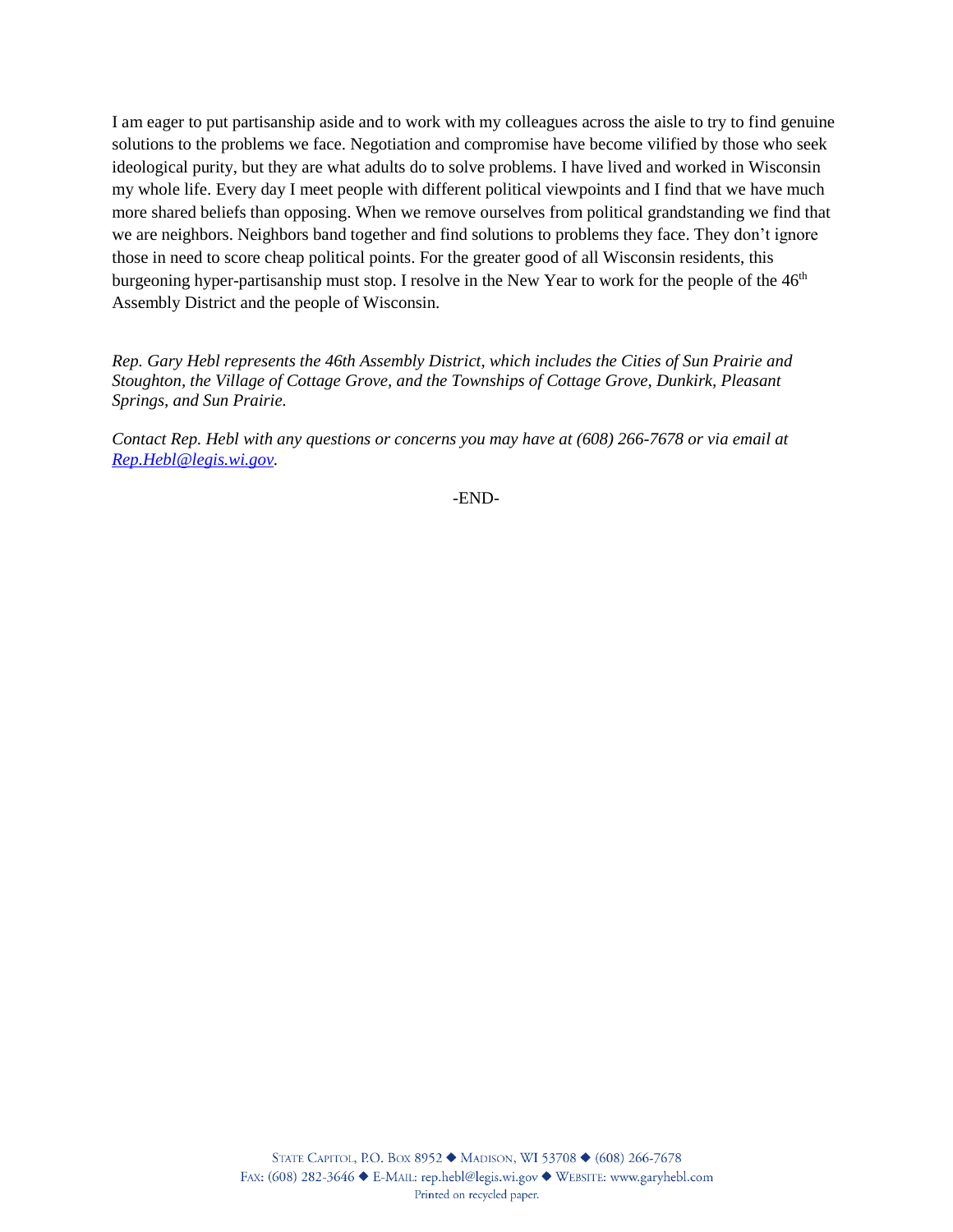I am eager to put partisanship aside and to work with my colleagues across the aisle to try to find genuine solutions to the problems we face. Negotiation and compromise have become vilified by those who seek ideological purity, but they are what adults do to solve problems. I have lived and worked in Wisconsin my whole life. Every day I meet people with different political viewpoints and I find that we have much more shared beliefs than opposing. When we remove ourselves from political grandstanding we find that we are neighbors. Neighbors band together and find solutions to problems they face. They don't ignore those in need to score cheap political points. For the greater good of all Wisconsin residents, this burgeoning hyper-partisanship must stop. I resolve in the New Year to work for the people of the 46th Assembly District and the people of Wisconsin.

*Rep. Gary Hebl represents the 46th Assembly District, which includes the Cities of Sun Prairie and Stoughton, the Village of Cottage Grove, and the Townships of Cottage Grove, Dunkirk, Pleasant Springs, and Sun Prairie.*

*Contact Rep. Hebl with any questions or concerns you may have at (608) 266-7678 or via email at [Rep.Hebl@legis.wi.gov](mailto:Rep.Hebl@legis.wi.gov).*

-END-

STATE CAPITOL, P.O. BOX 8952 ◆ MADISON, WI 53708 ◆ (608) 266-7678
FAX: (608) 282-3646 ◆ E-MAIL: rep.hebl@legis.wi.gov ◆ WEBSITE: www.garyhebl.com
Printed on recycled paper.